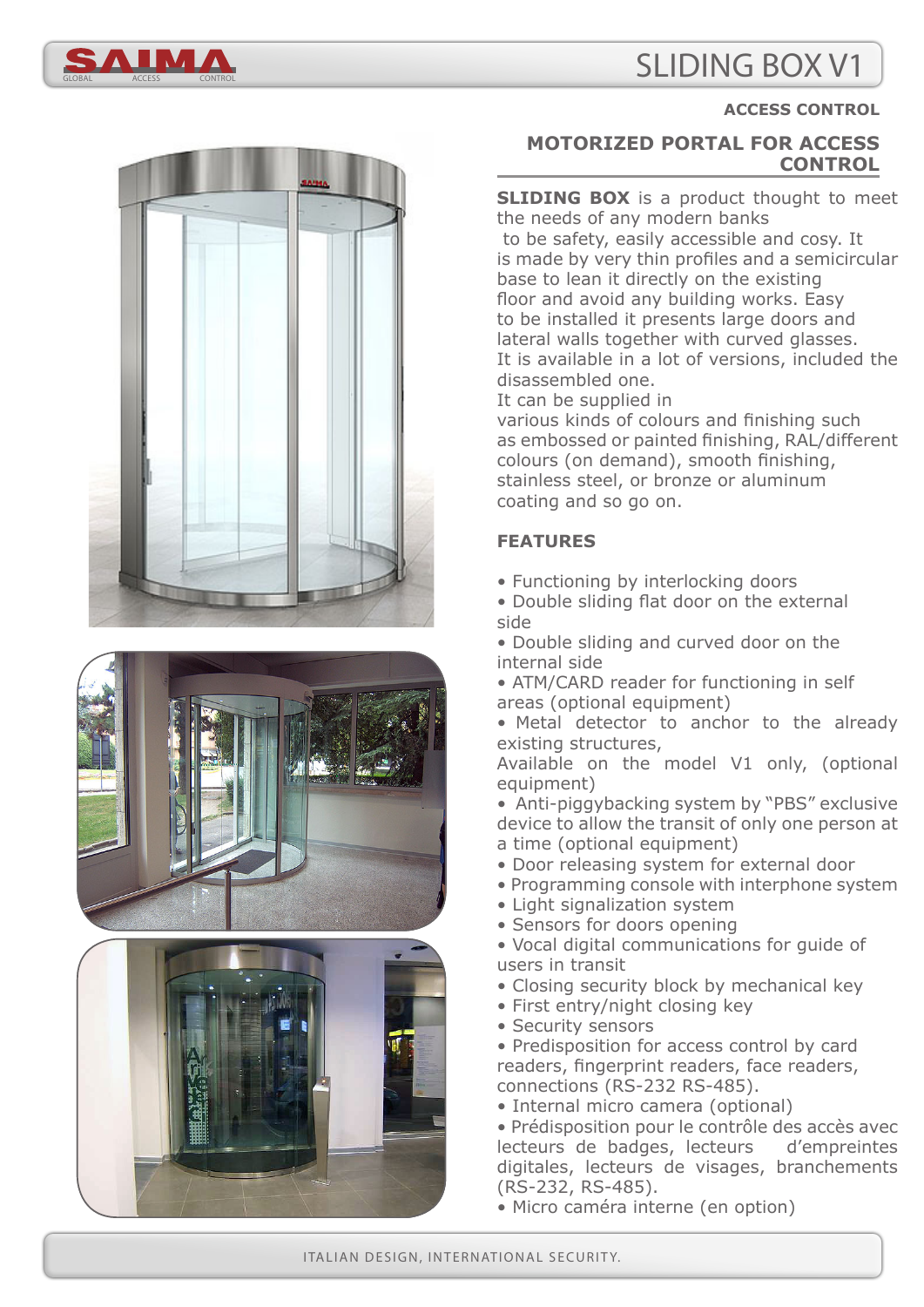# SLIDING BOX V1

**ACCESS CONTROL**

## MOTORIZED PORTAL FOR ACCESS CONTROL

**SLIDING BOX** is a product thought to meet the needs of any modern banks to be safety, easily accessible and cosy. It is made by very thin profiles and a semicircular base to lean it directly on the existing floor and avoid any building works. Easy to be installed it presents large doors and lateral walls together with curved glasses. It is available in a lot of versions, included the disassembled one.
It can be supplied in various kinds of colours and finishing such as embossed or painted finishing, RAL/different colours (on demand), smooth finishing, stainless steel, or bronze or aluminum coating and so go on.

## FEATURES

- Functioning by interlocking doors
- Double sliding flat door on the external side
- Double sliding and curved door on the internal side
- ATM/CARD reader for functioning in self areas (optional equipment)
- Metal detector to anchor to the already existing structures,
Available on the model V1 only, (optional equipment)
- Anti-piggybacking system by "PBS" exclusive device to allow the transit of only one person at a time (optional equipment)
- Door releasing system for external door
- Programming console with interphone system
- Light signalization system
- Sensors for doors opening
- Vocal digital communications for guide of users in transit
- Closing security block by mechanical key
- First entry/night closing key
- Security sensors
- Predisposition for access control by card readers, fingerprint readers, face readers, connections (RS-232 RS-485).
- Internal micro camera (optional)
- Prédisposition pour le contrôle des accès avec lecteurs de badges, lecteurs d'empreintes digitales, lecteurs de visages, branchements (RS-232, RS-485).
- Micro caméra interne (en option)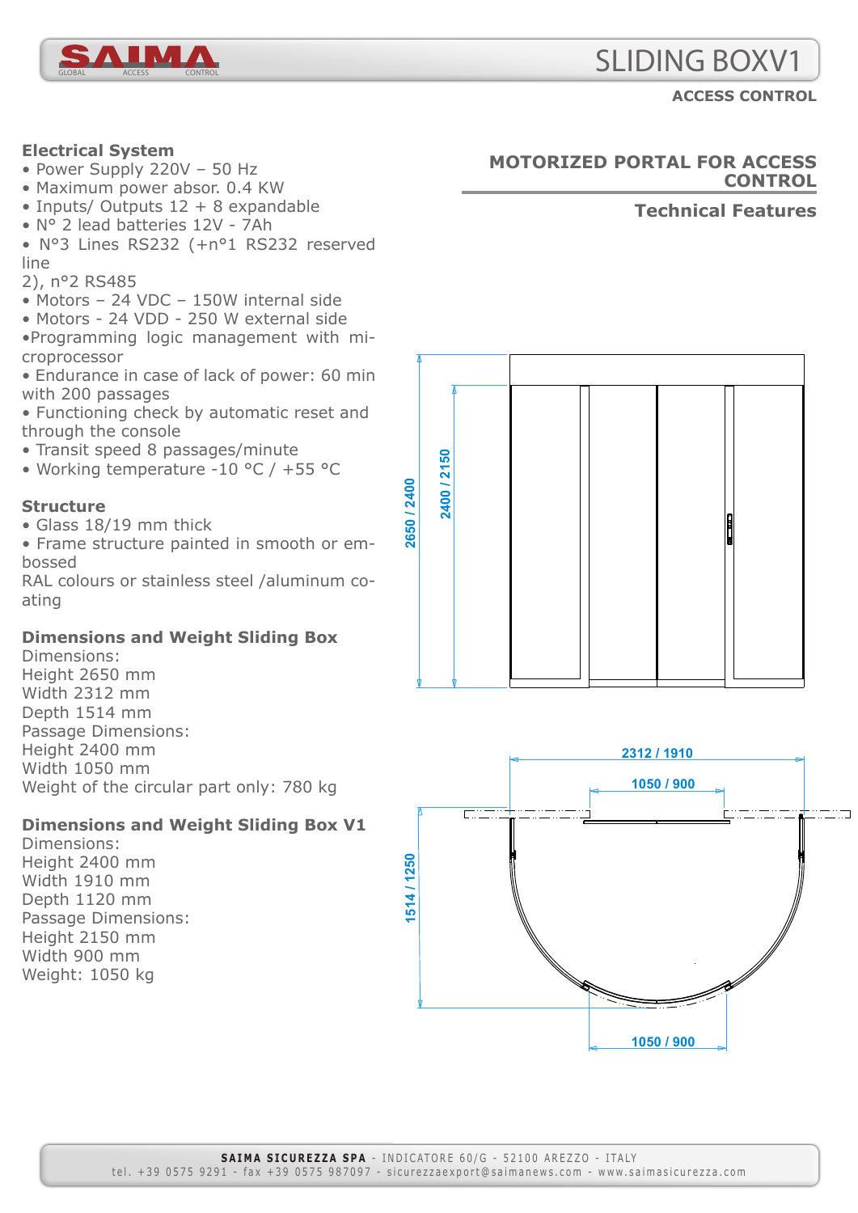# SLIDING BOXV1

**ACCESS CONTROL**

## MOTORIZED PORTAL FOR ACCESS CONTROL

### Technical Features

**Electrical System**

- Power Supply 220V – 50 Hz
- Maximum power absor. 0.4 KW
- Inputs/ Outputs 12 + 8 expandable
- N° 2 lead batteries 12V - 7Ah
- N°3 Lines RS232 (+n°1 RS232 reserved line 2), n°2 RS485
- Motors – 24 VDC – 150W internal side
- Motors - 24 VDD - 250 W external side
- Programming logic management with microprocessor
- Endurance in case of lack of power: 60 min with 200 passages
- Functioning check by automatic reset and through the console
- Transit speed 8 passages/minute
- Working temperature -10 °C / +55 °C

**Structure**

- Glass 18/19 mm thick
- Frame structure painted in smooth or embossed RAL colours or stainless steel /aluminum coating

**Dimensions and Weight Sliding Box**

Dimensions:
Height 2650 mm
Width 2312 mm
Depth 1514 mm
Passage Dimensions:
Height 2400 mm
Width 1050 mm
Weight of the circular part only: 780 kg

**Dimensions and Weight Sliding Box V1**

Dimensions:
Height 2400 mm
Width 1910 mm
Depth 1120 mm
Passage Dimensions:
Height 2150 mm
Width 900 mm
Weight: 1050 kg

2650 / 2400
2400 / 2150
2312 / 1910
1050 / 900
1514 / 1250
1050 / 900

**SAIMA SICUREZZA SPA** - INDICATORE 60/G - 52100 AREZZO - ITALY
tel. +39 0575 9291 - fax +39 0575 987097 - sicurezzaexport@saimanews.com - www.saimasicurezza.com